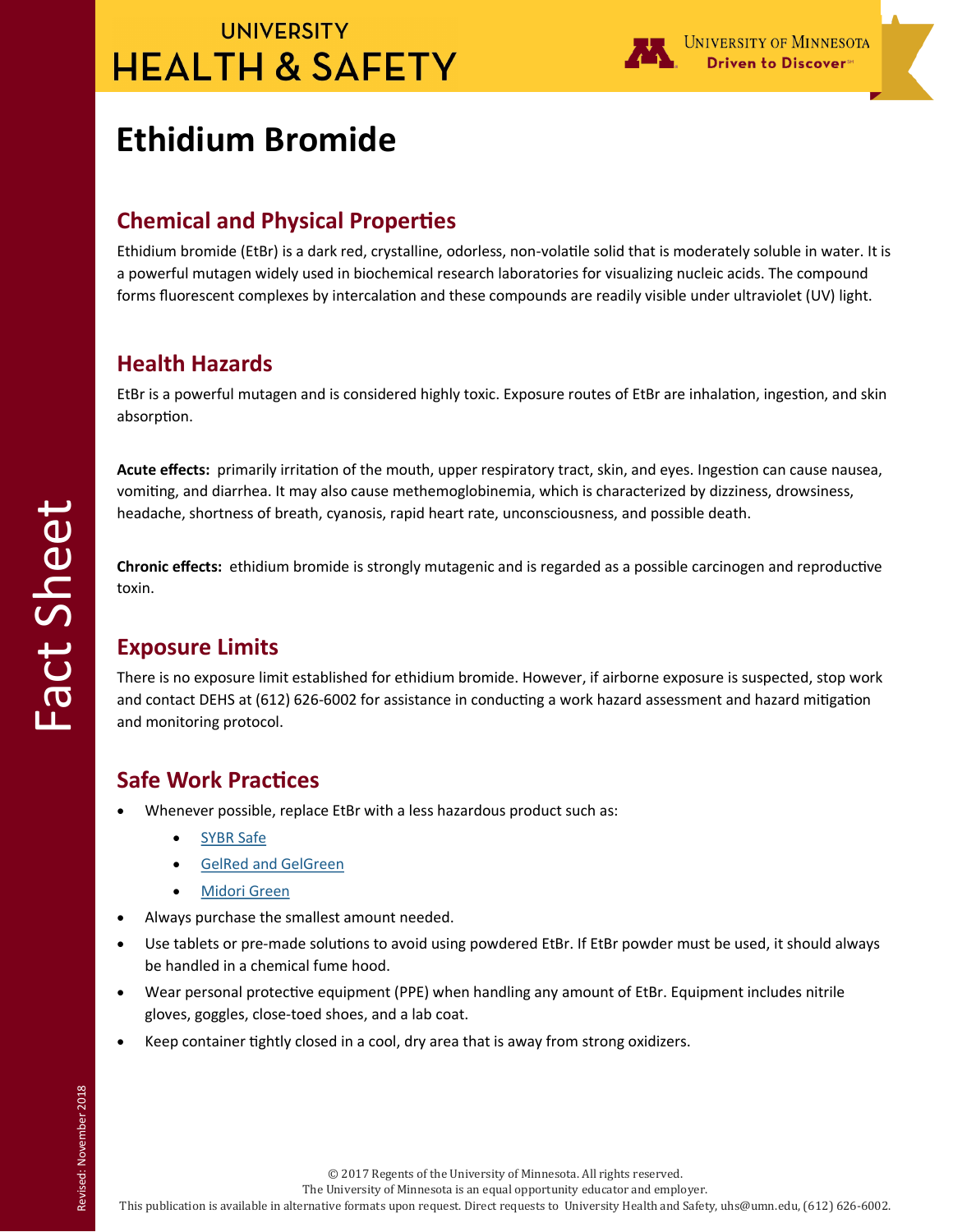# Ethidium Bromide

## Chemical and Physical Properties

Ethidium bromide (EtBr) is a dark red, crystalline, odorless, non-volatile solid that is moderately soluble in water. It is a powerful mutagen widely used in biochemical research laboratories for visualizing nucleic acids. The compound forms fluorescent complexes by intercalation and these compounds are readily visible under ultraviolet (UV) light.

## Health Hazards

EtBr is a powerful mutagen and is considered highly toxic. Exposure routes of EtBr are inhalation, ingestion, and skin absorption.

**Acute effects:** primarily irritation of the mouth, upper respiratory tract, skin, and eyes. Ingestion can cause nausea, vomiting, and diarrhea. It may also cause methemoglobinemia, which is characterized by dizziness, drowsiness, headache, shortness of breath, cyanosis, rapid heart rate, unconsciousness, and possible death.

**Chronic effects:** ethidium bromide is strongly mutagenic and is regarded as a possible carcinogen and reproductive toxin.

## Exposure Limits

There is no exposure limit established for ethidium bromide. However, if airborne exposure is suspected, stop work and contact DEHS at (612) 626-6002 for assistance in conducting a work hazard assessment and hazard mitigation and monitoring protocol.

## Safe Work Practices

- Whenever possible, replace EtBr with a less hazardous product such as:
  - SYBR Safe
  - GelRed and GelGreen
  - Midori Green
- Always purchase the smallest amount needed.
- Use tablets or pre-made solutions to avoid using powdered EtBr. If EtBr powder must be used, it should always be handled in a chemical fume hood.
- Wear personal protective equipment (PPE) when handling any amount of EtBr. Equipment includes nitrile gloves, goggles, close-toed shoes, and a lab coat.
- Keep container tightly closed in a cool, dry area that is away from strong oxidizers.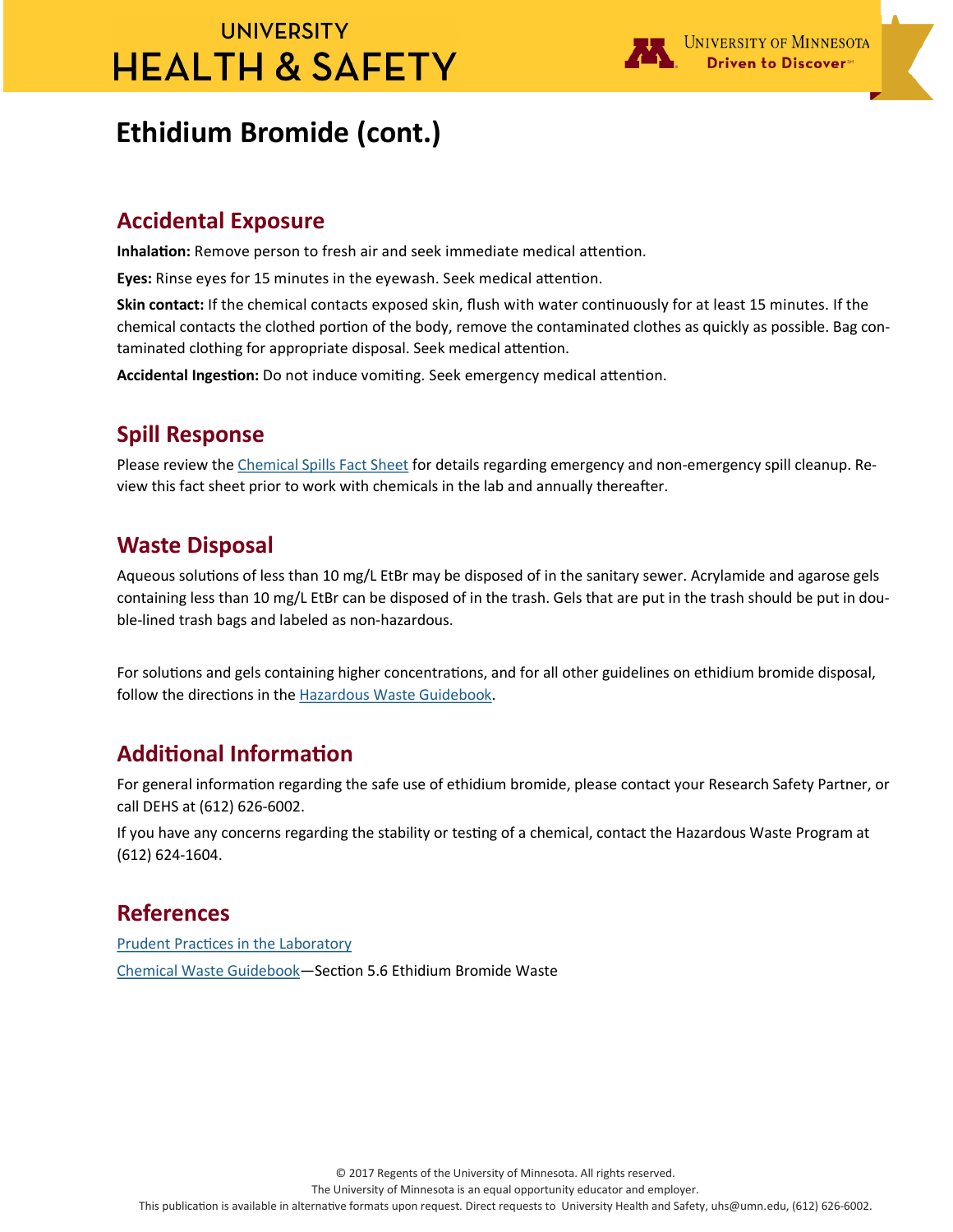# Ethidium Bromide (cont.)

## Accidental Exposure

**Inhalation:** Remove person to fresh air and seek immediate medical attention.

**Eyes:** Rinse eyes for 15 minutes in the eyewash. Seek medical attention.

**Skin contact:** If the chemical contacts exposed skin, flush with water continuously for at least 15 minutes. If the chemical contacts the clothed portion of the body, remove the contaminated clothes as quickly as possible. Bag contaminated clothing for appropriate disposal. Seek medical attention.

**Accidental Ingestion:** Do not induce vomiting. Seek emergency medical attention.

## Spill Response

Please review the Chemical Spills Fact Sheet for details regarding emergency and non-emergency spill cleanup. Review this fact sheet prior to work with chemicals in the lab and annually thereafter.

## Waste Disposal

Aqueous solutions of less than 10 mg/L EtBr may be disposed of in the sanitary sewer. Acrylamide and agarose gels containing less than 10 mg/L EtBr can be disposed of in the trash. Gels that are put in the trash should be put in double-lined trash bags and labeled as non-hazardous.

For solutions and gels containing higher concentrations, and for all other guidelines on ethidium bromide disposal, follow the directions in the Hazardous Waste Guidebook.

## Additional Information

For general information regarding the safe use of ethidium bromide, please contact your Research Safety Partner, or call DEHS at (612) 626-6002.

If you have any concerns regarding the stability or testing of a chemical, contact the Hazardous Waste Program at (612) 624-1604.

## References

Prudent Practices in the Laboratory

Chemical Waste Guidebook—Section 5.6 Ethidium Bromide Waste

© 2017 Regents of the University of Minnesota. All rights reserved.
The University of Minnesota is an equal opportunity educator and employer.
This publication is available in alternative formats upon request. Direct requests to University Health and Safety, uhs@umn.edu, (612) 626-6002.